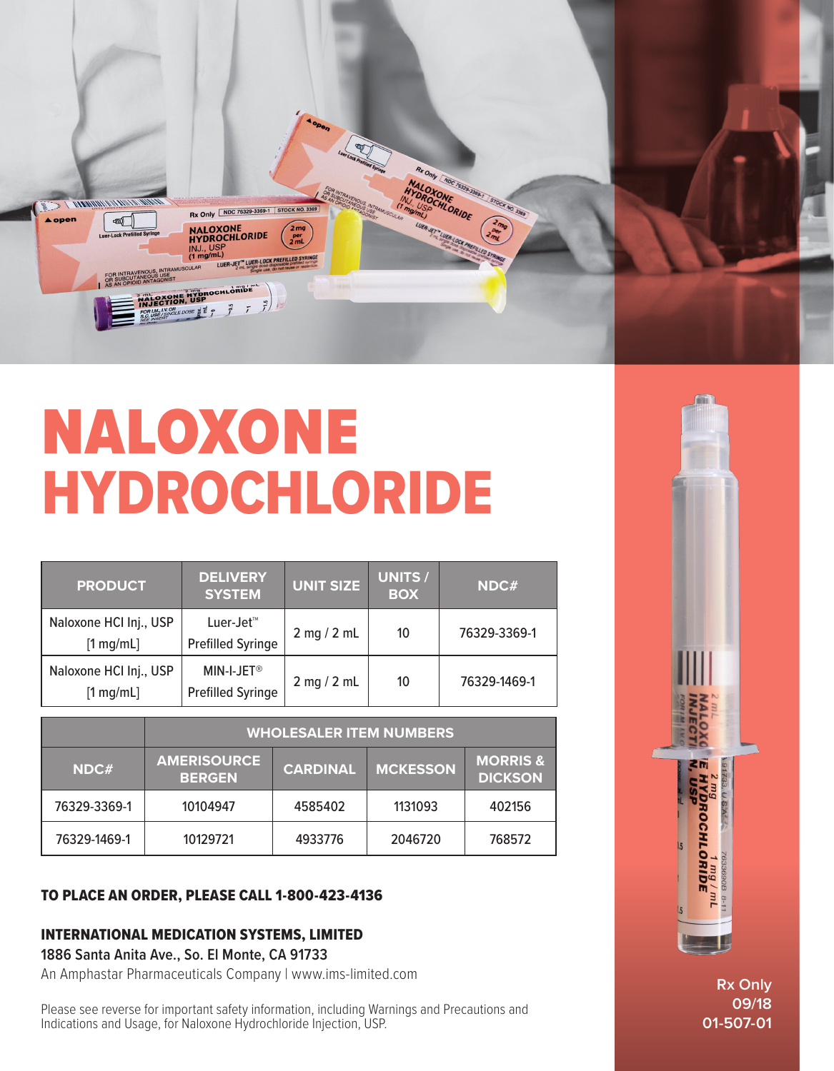# NALOXONE HYDROCHLORIDE

| PRODUCT | DELIVERY SYSTEM | UNIT SIZE | UNITS / BOX | NDC# |
|---|---|---|---|---|
| Naloxone HCl Inj., USP [1 mg/mL] | Luer-Jet™ Prefilled Syringe | 2 mg / 2 mL | 10 | 76329-3369-1 |
| Naloxone HCl Inj., USP [1 mg/mL] | MIN-I-JET® Prefilled Syringe | 2 mg / 2 mL | 10 | 76329-1469-1 |

| | WHOLESALER ITEM NUMBERS | | | |
|---|---|---|---|---|
| NDC# | AMERISOURCE BERGEN | CARDINAL | MCKESSON | MORRIS & DICKSON |
| 76329-3369-1 | 10104947 | 4585402 | 1131093 | 402156 |
| 76329-1469-1 | 10129721 | 4933776 | 2046720 | 768572 |

**TO PLACE AN ORDER, PLEASE CALL 1-800-423-4136**

**INTERNATIONAL MEDICATION SYSTEMS, LIMITED**

1886 Santa Anita Ave., So. El Monte, CA 91733

An Amphastar Pharmaceuticals Company | www.ims-limited.com

Please see reverse for important safety information, including Warnings and Precautions and Indications and Usage, for Naloxone Hydrochloride Injection, USP.

**Rx Only**
**09/18**
**01-507-01**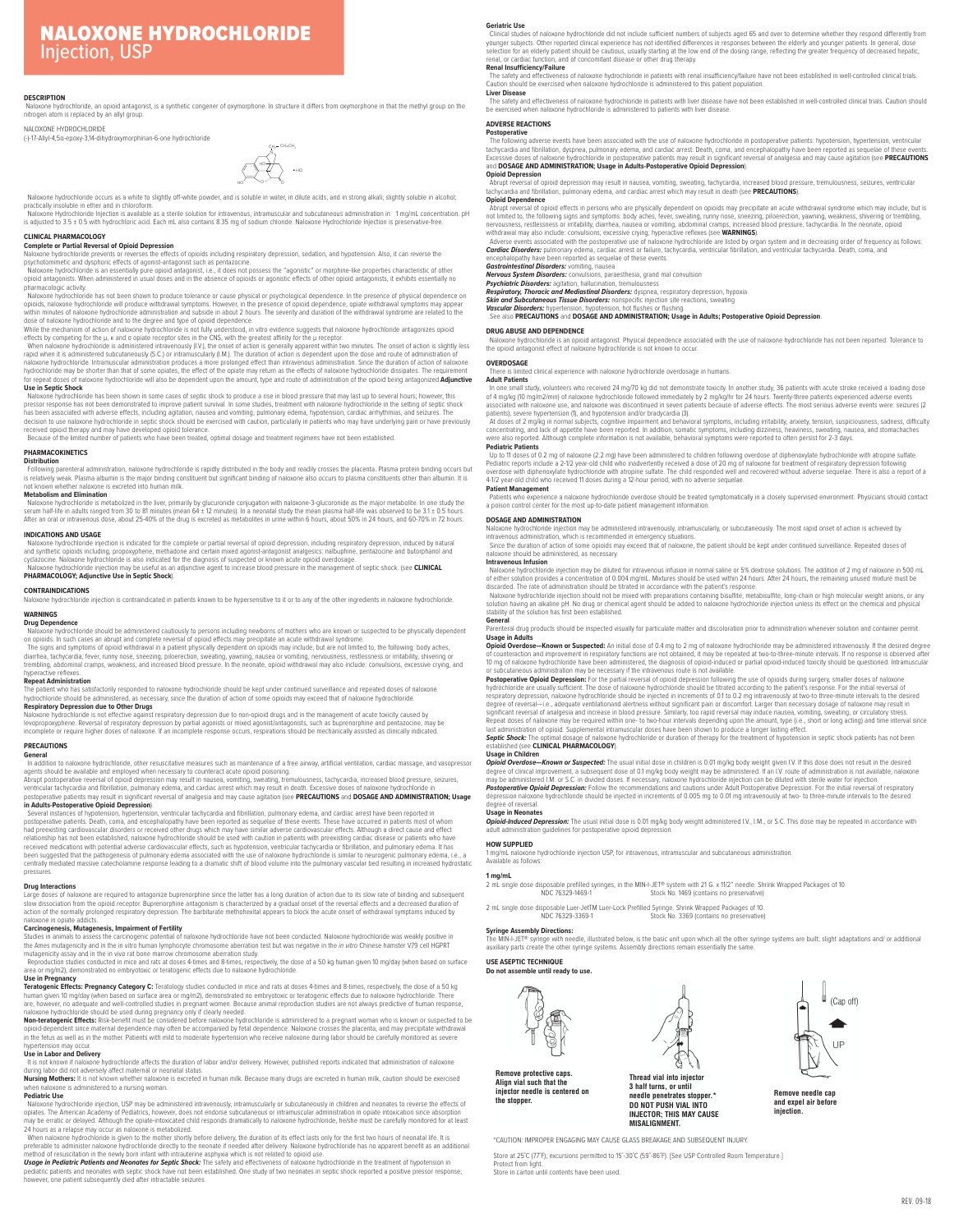# NALOXONE HYDROCHLORIDE Injection, USP

## DESCRIPTION

Naloxone hydrochloride, an opioid antagonist, is a synthetic congener of oxymorphone. In structure it differs from oxymorphone in that the methyl group on the nitrogen atom is replaced by an allyl group.

NALOXONE HYDROCHLORIDE
(-)-17-Allyl-4,5α-epoxy-3,14-dihydroxymorphinan-6-one hydrochloride

Naloxone hydrochloride occurs as a white to slightly off-white powder, and is soluble in water, in dilute acids, and in strong alkali; slightly soluble in alcohol; practically insoluble in ether and in chloroform.

Naloxone Hydrochloride Injection is available as a sterile solution for intravenous, intramuscular and subcutaneous administration in 1 mg/mL concentration. pH is adjusted to 3.5 ± 0.5 with hydrochloric acid. Each mL also contains 8.35 mg of sodium chloride. Naloxone Hydrochloride Injection is preservative-free.

## CLINICAL PHARMACOLOGY

### Complete or Partial Reversal of Opioid Depression

Naloxone hydrochloride prevents or reverses the effects of opioids including respiratory depression, sedation, and hypotension. Also, it can reverse the psychotomimetic and dysphoric effects of agonist-antagonist such as pentazocine.

Naloxone hydrochloride is an essentially pure opioid antagonist, i.e., it does not possess the "agonistic" or morphine-like properties characteristic of other opioid antagonists. When administered in usual doses and in the absence of opioids or agonistic effects of other opioid antagonists, it exhibits essentially no pharmacologic activity.

Naloxone hydrochloride has not been shown to produce tolerance or cause physical or psychological dependence. In the presence of physical dependence on opioids, naloxone hydrochloride will produce withdrawal symptoms. However, in the presence of opioid dependence, opiate withdrawal symptoms may appear within minutes of naloxone hydrochloride administration and subside in about 2 hours. The severity and duration of the withdrawal syndrome are related to the dose of naloxone hydrochloride and to the degree and type of opioid dependence.

While the mechanism of action of naloxone hydrochloride is not fully understood, in vitro evidence suggests that naloxone hydrochloride antagonizes opioid effects by competing for the μ, κ and σ opiate receptor sites in the CNS, with the greatest affinity for the μ receptor.

When naloxone hydrochloride is administered intravenously (I.V.), the onset of action is generally apparent within two minutes. The onset of action is slightly less rapid when it is administered subcutaneously (S.C.) or intramuscularly (I.M.). The duration of action is dependent upon the dose and route of administration of naloxone hydrochloride. Intramuscular administration produces a more prolonged effect than intravenous administration. Since the duration of action of naloxone hydrochloride may be shorter than that of some opiates, the effect of the opiate may return as the effects of naloxone hydrochloride dissipates. The requirement for repeat doses of naloxone hydrochloride will also be dependent upon the amount, type and route of administration of the opioid being antagonized.

### Adjunctive Use in Septic Shock

Naloxone hydrochloride has been shown in some cases of septic shock to produce a rise in blood pressure that may last up to several hours; however, this pressor response has not been demonstrated to improve patient survival. In some studies, treatment with naloxone hydrochloride in the setting of septic shock has been associated with adverse effects, including agitation, nausea and vomiting, pulmonary edema, hypotension, cardiac arrhythmias, and seizures. The decision to use naloxone hydrochloride in septic shock should be exercised with caution, particularly in patients who may have underlying pain or have previously received opioid therapy and may have developed opioid tolerance.

Because of the limited number of patients who have been treated, optimal dosage and treatment regimens have not been established.

## PHARMACOKINETICS

### Distribution

Following parenteral administration, naloxone hydrochloride is rapidly distributed in the body and readily crosses the placenta. Plasma protein binding occurs but is relatively weak. Plasma albumin is the major binding constituent but significant binding of naloxone also occurs to plasma constituents other than albumin. It is not known whether naloxone is excreted into human milk.

### Metabolism and Elimination

Naloxone hydrochloride is metabolized in the liver, primarily by glucuronide conjugation with naloxone-3-glucoronide as the major metabolite. In one study the serum half-life in adults ranged from 30 to 81 minutes (mean 64 ± 12 minutes). In a neonatal study the mean plasma half-life was observed to be 3.1 ± 0.5 hours. After an oral or intravenous dose, about 25-40% of the drug is excreted as metabolites in urine within 6 hours, about 50% in 24 hours, and 60-70% in 72 hours.

## INDICATIONS AND USAGE

Naloxone hydrochloride injection is indicated for the complete or partial reversal of opioid depression, including respiratory depression, induced by natural and synthetic opioids including, propoxyphene, methadone and certain mixed agonist-antagonist analgesics: nalbuphine, pentazocine and butorphanol and cyclazocine. Naloxone hydrochloride is also indicated for the diagnosis of suspected or known acute opioid overdosage.

Naloxone hydrochloride injection may be useful as an adjunctive agent to increase blood pressure in the management of septic shock. (see **CLINICAL PHARMACOLOGY; Adjunctive Use in Septic Shock**).

## CONTRAINDICATIONS

Naloxone hydrochloride injection is contraindicated in patients known to be hypersensitive to it or to any of the other ingredients in naloxone hydrochloride.

## WARNINGS

### Drug Dependence

Naloxone hydrochloride should be administered cautiously to persons including newborns of mothers who are known or suspected to be physically dependent on opioids. In such cases an abrupt and complete reversal of opioid effects may precipitate an acute withdrawal syndrome.

The signs and symptoms of opioid withdrawal in a patient physically dependent on opioids may include, but are not limited to, the following: body aches, diarrhea, tachycardia, fever, runny nose, sneezing, piloerection, sweating, yawning, nausea or vomiting, nervousness, restlessness or irritability, shivering or trembling, abdominal cramps, weakness, and increased blood pressure. In the neonate, opioid withdrawal may also include: convulsions, excessive crying, and hyperactive reflexes.

### Repeat Administration

The patient who has satisfactorily responded to naloxone hydrochloride should be kept under continued surveillance and repeated doses of naloxone hydrochloride should be administered, as necessary, since the duration of action of some opioids may exceed that of naloxone hydrochloride.

### Respiratory Depression due to Other Drugs

Naloxone hydrochloride is not effective against respiratory depression due to non-opioid drugs and in the management of acute toxicity caused by levopropoxyphene. Reversal of respiratory depression by partial agonists or mixed agonist/antagonists, such as buprenorphine and pentazocine, may be incomplete or require higher doses of naloxone. If an incomplete response occurs, respirations should be mechanically assisted as clinically indicated.

## PRECAUTIONS

### General

In addition to naloxone hydrochloride, other resuscitative measures such as maintenance of a free airway, artificial ventilation, cardiac massage, and vasopressor agents should be available and employed when necessary to counteract acute opioid poisoning.

Abrupt postoperative reversal of opioid depression may result in nausea, vomiting, sweating, tremulousness, tachycardia, increased blood pressure, seizures, ventricular tachycardia and fibrillation, pulmonary edema, and cardiac arrest which may result in death. Excessive doses of naloxone hydrochloride in postoperative patients may result in significant reversal of analgesia and may cause agitation (see **PRECAUTIONS** and **DOSAGE AND ADMINISTRATION; Usage in Adults-Postoperative Opioid Depression**).

Several instances of hypotension, hypertension, ventricular tachycardia and fibrillation, pulmonary edema, and cardiac arrest have been reported in postoperative patients. Death, coma, and encephalopathy have been reported as sequelae of these events. These have occurred in patients most of whom had preexisting cardiovascular disorders or received other drugs which may have similar adverse cardiovascular effects. Although a direct cause and effect relationship has not been established, naloxone hydrochloride should be used with caution in patients with preexisting cardiac disease or patients who have received medications with potential adverse cardiovascular effects, such as hypotension, ventricular tachycardia or fibrillation, and pulmonary edema. It has been suggested that the pathogenesis of pulmonary edema associated with the use of naloxone hydrochloride is similar to neurogenic pulmonary edema, i.e., a centrally mediated massive catecholamine response leading to a dramatic shift of blood volume into the pulmonary vascular bed resulting in increased hydrostatic pressures.

### Drug Interactions

Large doses of naloxone are required to antagonize buprenorphine since the latter has a long duration of action due to its slow rate of binding and subsequent slow dissociation from the opioid receptor. Buprenorphine antagonism is characterized by a gradual onset of the reversal effects and a decreased duration of action of the normally prolonged respiratory depression. The barbiturate methohexital appears to block the acute onset of withdrawal symptoms induced by naloxone in opiate addicts.

### Carcinogenesis, Mutagenesis, Impairment of Fertility

Studies in animals to assess the carcinogenic potential of naloxone hydrochloride have not been conducted. Naloxone hydrochloride was weakly positive in the Ames mutagenicity and in the in vitro human lymphocyte chromosome aberration test but was negative in the *in vitro* Chinese hamster V79 cell HGPRT mutagenicity assay and in the in vivo rat bone marrow chromosome aberration study.

Reproduction studies conducted in mice and rats at doses 4-times and 8-times, respectively, the dose of a 50 kg human given 10 mg/day (when based on surface area or mg/m2), demonstrated no embryotoxic or teratogenic effects due to naloxone hydrochloride.

### Use in Pregnancy

**Teratogenic Effects: Pregnancy Category C:** Teratology studies conducted in mice and rats at doses 4-times and 8-times, respectively, the dose of a 50 kg human given 10 mg/day (when based on surface area or mg/m2), demonstrated no embryotoxic or teratogenic effects due to naloxone hydrochloride. There are, however, no adequate and well-controlled studies in pregnant women. Because animal reproduction studies are not always predictive of human response, naloxone hydrochloride should be used during pregnancy only if clearly needed.

**Non-teratogenic Effects:** Risk-benefit must be considered before naloxone hydrochloride is administered to a pregnant woman who is known or suspected to be opioid-dependent since maternal dependence may often be accompanied by fetal dependence. Naloxone crosses the placenta, and may precipitate withdrawal in the fetus as well as in the mother. Patients with mild to moderate hypertension who receive naloxone during labor should be carefully monitored as severe hypertension may occur.

### Use in Labor and Delivery

It is not known if naloxone hydrochloride affects the duration of labor and/or delivery. However, published reports indicated that administration of naloxone during labor did not adversely affect maternal or neonatal status.

**Nursing Mothers:** It is not known whether naloxone is excreted in human milk. Because many drugs are excreted in human milk, caution should be exercised when naloxone is administered to a nursing woman.

### Pediatric Use

Naloxone hydrochloride injection, USP may be administered intravenously, intramuscularly or subcutaneously in children and neonates to reverse the effects of opiates. The American Academy of Pediatrics, however, does not endorse subcutaneous or intramuscular administration in opiate intoxication since absorption may be erratic or delayed. Although the opiate-intoxicated child responds dramatically to naloxone hydrochloride, he/she must be carefully monitored for at least 24 hours as a relapse may occur as naloxone is metabolized.

When naloxone hydrochloride is given to the mother shortly before delivery, the duration of its effect lasts only for the first two hours of neonatal life. It is preferable to administer naloxone hydrochloride directly to the neonate if needed after delivery. Naloxone hydrochloride has no apparent benefit as an additional method of resuscitation in the newly born infant with intrauterine asphyxia which is not related to opioid use.

***Usage in Pediatric Patients and Neonates for Septic Shock:*** The safety and effectiveness of naloxone hydrochloride in the treatment of hypotension in pediatric patients and neonates with septic shock have not been established. One study of two neonates in septic shock reported a positive pressor response; however, one patient subsequently died after intractable seizures.

### Geriatric Use

Clinical studies of naloxone hydrochloride did not include sufficient numbers of subjects aged 65 and over to determine whether they respond differently from younger subjects. Other reported clinical experience has not identified differences in responses between the elderly and younger patients. In general, dose selection for an elderly patient should be cautious, usually starting at the low end of the dosing range, reflecting the greater frequency of decreased hepatic, renal, or cardiac function, and of concomitant disease or other drug therapy.

### Renal Insufficiency/Failure

The safety and effectiveness of naloxone hydrochloride in patients with renal insufficiency/failure have not been established in well-controlled clinical trials. Caution should be exercised when naloxone hydrochloride is administered to this patient population.

### Liver Disease

The safety and effectiveness of naloxone hydrochloride in patients with liver disease have not been established in well-controlled clinical trials. Caution should be exercised when naloxone hydrochloride is administered to patients with liver disease.

## ADVERSE REACTIONS

### Postoperative

The following adverse events have been associated with the use of naloxone hydrochloride in postoperative patients: hypotension, hypertension, ventricular tachycardia and fibrillation, dyspnea, pulmonary edema, and cardiac arrest. Death, coma, and encephalopathy have been reported as sequelae of these events. Excessive doses of naloxone hydrochloride in postoperative patients may result in significant reversal of analgesia and may cause agitation (see **PRECAUTIONS** and **DOSAGE AND ADMINISTRATION; Usage in Adults-Postoperative Opioid Depression**).

### Opioid Depression

Abrupt reversal of opioid depression may result in nausea, vomiting, sweating, tachycardia, increased blood pressure, tremulousness, seizures, ventricular tachycardia and fibrillation, pulmonary edema, and cardiac arrest which may result in death (see **PRECAUTIONS**).

### Opioid Dependence

Abrupt reversal of opioid effects in persons who are physically dependent on opioids may precipitate an acute withdrawal syndrome which may include, but is not limited to, the following signs and symptoms: body aches, fever, sweating, runny nose, sneezing, piloerection, yawning, weakness, shivering or trembling, nervousness, restlessness or irritability, diarrhea, nausea or vomiting, abdominal cramps, increased blood pressure, tachycardia. In the neonate, opioid withdrawal may also include: convulsions; excessive crying; hyperactive reflexes (see **WARNINGS**).

Adverse events associated with the postoperative use of naloxone hydrochloride are listed by organ system and in decreasing order of frequency as follows:

***Cardiac Disorders:*** pulmonary edema, cardiac arrest or failure, tachycardia, ventricular fibrillation, and ventricular tachycardia. Death, coma, and encephalopathy have been reported as sequelae of these events.

***Gastrointestinal Disorders:*** vomiting, nausea

***Nervous System Disorders:*** convulsions, paraesthesia, grand mal convulsion

***Psychiatric Disorders:*** agitation, hallucination, tremulousness

***Respiratory, Thoracic and Mediastinal Disorders:*** dyspnea, respiratory depression, hypoxia

***Skin and Subcutaneous Tissue Disorders:*** nonspecific injection site reactions, sweating

***Vascular Disorders:*** hypertension, hypotension, hot flushes or flushing.

See also **PRECAUTIONS** and **DOSAGE AND ADMINISTRATION; Usage in Adults; Postoperative Opioid Depression**.

## DRUG ABUSE AND DEPENDENCE

Naloxone hydrochloride is an opioid antagonist. Physical dependence associated with the use of naloxone hydrochloride has not been reported. Tolerance to the opioid antagonist effect of naloxone hydrochloride is not known to occur.

## OVERDOSAGE

There is limited clinical experience with naloxone hydrochloride overdosage in humans.

### Adult Patients

In one small study, volunteers who received 24 mg/70 kg did not demonstrate toxicity. In another study, 36 patients with acute stroke received a loading dose of 4 mg/kg (10 mg/m2/min) of naloxone hydrochloride followed immediately by 2 mg/kg/hr for 24 hours. Twenty-three patients experienced adverse events associated with naloxone use, and naloxone was discontinued in seven patients because of adverse effects. The most serious adverse events were: seizures (2 patients), severe hypertension (1), and hypotension and/or bradycardia (3).

At doses of 2 mg/kg in normal subjects, cognitive impairment and behavioral symptoms, including irritability, anxiety, tension, suspiciousness, sadness, difficulty concentrating, and lack of appetite have been reported. In addition, somatic symptoms, including dizziness, heaviness, sweating, nausea, and stomachaches were also reported. Although complete information is not available, behavioral symptoms were reported to often persist for 2-3 days.

### Pediatric Patients

Up to 11 doses of 0.2 mg of naloxone (2.2 mg) have been administered to children following overdose of diphenoxylate hydrochloride with atropine sulfate. Pediatric reports include a 2-1/2 year-old child who inadvertently received a dose of 20 mg of naloxone for treatment of respiratory depression following overdose with diphenoxylate hydrochloride with atropine sulfate. The child responded well and recovered without adverse sequelae. There is also a report of a 4-1/2 year-old child who received 11 doses during a 12-hour period, with no adverse sequelae.

### Patient Management

Patients who experience a naloxone hydrochloride overdose should be treated symptomatically in a closely supervised environment. Physicians should contact a poison control center for the most up-to-date patient management information.

## DOSAGE AND ADMINISTRATION

Naloxone hydrochloride injection may be administered intravenously, intramuscularly, or subcutaneously. The most rapid onset of action is achieved by intravenous administration, which is recommended in emergency situations.

Since the duration of action of some opioids may exceed that of naloxone, the patient should be kept under continued surveillance. Repeated doses of naloxone should be administered, as necessary.

### Intravenous Infusion

Naloxone hydrochloride injection may be diluted for intravenous infusion in normal saline or 5% dextrose solutions. The addition of 2 mg of naloxone in 500 mL of either solution provides a concentration of 0.004 mg/mL. Mixtures should be used within 24 hours. After 24 hours, the remaining unused mixture must be discarded. The rate of administration should be titrated in accordance with the patient's response.

Naloxone hydrochloride injection should not be mixed with preparations containing bisulfite, metabisulfite, long-chain or high molecular weight anions, or any solution having an alkaline pH. No drug or chemical agent should be added to naloxone hydrochloride injection unless its effect on the chemical and physical stability of the solution has first been established.

### General

Parenteral drug products should be inspected visually for particulate matter and discoloration prior to administration whenever solution and container permit.

### Usage in Adults

**Opioid Overdose—Known or Suspected:** An initial dose of 0.4 mg to 2 mg of naloxone hydrochloride may be administered intravenously. If the desired degree of counteraction and improvement in respiratory functions are not obtained, it may be repeated at two-to-three-minute intervals. If no response is observed after 10 mg of naloxone hydrochloride have been administered, the diagnosis of opioid-induced or partial opioid-induced toxicity should be questioned. Intramuscular or subcutaneous administration may be necessary if the intravenous route is not available.

**Postoperative Opioid Depression:** For the partial reversal of opioid depression following the use of opioids during surgery, smaller doses of naloxone hydrochloride are usually sufficient. The dose of naloxone hydrochloride should be titrated according to the patient's response. For the initial reversal of respiratory depression, naloxone hydrochloride should be injected in increments of 0.1 to 0.2 mg intravenously at two-to three-minute intervals to the desired degree of reversal—i.e., adequate ventilationand alertness without significant pain or discomfort. Larger than necessary dosage of naloxone may result in significant reversal of analgesia and increase in blood pressure. Similarly, too rapid reversal may induce nausea, vomiting, sweating, or circulatory stress.

Repeat doses of naloxone may be required within one- to two-hour intervals depending upon the amount, type (i.e., short or long acting) and time interval since last administration of opioid. Supplemental intramuscular doses have been shown to produce a longer lasting effect.

***Septic Shock:*** The optimal dosage of naloxone hydrochloride or duration of therapy for the treatment of hypotension in septic shock patients has not been established (see **CLINICAL PHARMACOLOGY**).

### Usage in Children

***Opioid Overdose—Known or Suspected:*** The usual initial dose in children is 0.01 mg/kg body weight given I.V. If this dose does not result in the desired degree of clinical improvement, a subsequent dose of 0.1 mg/kg body weight may be administered. If an I.V. route of administration is not available, naloxone may be administered I.M. or S.C. in divided doses. If necessary, naloxone hydrochloride injection can be diluted with sterile water for injection.

***Postoperative Opioid Depression:*** Follow the recommendations and cautions under Adult Postoperative Depression. For the initial reversal of respiratory depression naloxone hydrochloride should be injected in increments of 0.005 mg to 0.01 mg intravenously at two- to three-minute intervals to the desired degree of reversal.

### Usage in Neonates

***Opioid-Induced Depression:*** The usual initial dose is 0.01 mg/kg body weight administered I.V., I.M., or S.C. This dose may be repeated in accordance with adult administration guidelines for postoperative opioid depression.

## HOW SUPPLIED

1 mg/mL naloxone hydrochloride injection USP, for intravenous, intramuscular and subcutaneous administration.
Available as follows:

**1 mg/mL**

2 mL single dose disposable prefilled syringes, in the MIN-I-JET® system with 21 G. x 1 1/2" needle. Shrink Wrapped Packages of 10.
NDC 76329-1469-1 Stock No. 1469 (contains no preservative)

2 mL single dose disposable Luer-JetTM Luer-Lock Prefilled Syringe. Shrink Wrapped Packages of 10.
NDC 76329-3369-1 Stock No. 3369 (contains no preservative)

### Syringe Assembly Directions:

The MIN-I-JET® syringe with needle, illustrated below, is the basic unit upon which all the other syringe systems are built; slight adaptations and/ or additional auxiliary parts create the other syringe systems. Assembly directions remain essentially the same.

**USE ASEPTIC TECHNIQUE**
**Do not assemble until ready to use.**

**Remove protective caps. Align vial such that the injector needle is centered on the stopper.**

**Thread vial into injector 3 half turns, or until needle penetrates stopper.\* DO NOT PUSH VIAL INTO INJECTOR: THIS MAY CAUSE MISALIGNMENT.**

(Cap off)
UP

**Remove needle cap and expel air before injection.**

\*CAUTION: IMPROPER ENGAGING MAY CAUSE GLASS BREAKAGE AND SUBSEQUENT INJURY.

Store at 25°C (77°F); excursions permitted to 15°-30°C (59°-86°F). [See USP Controlled Room Temperature.]
Protect from light.
Store in carton until contents have been used.

REV. 09-18